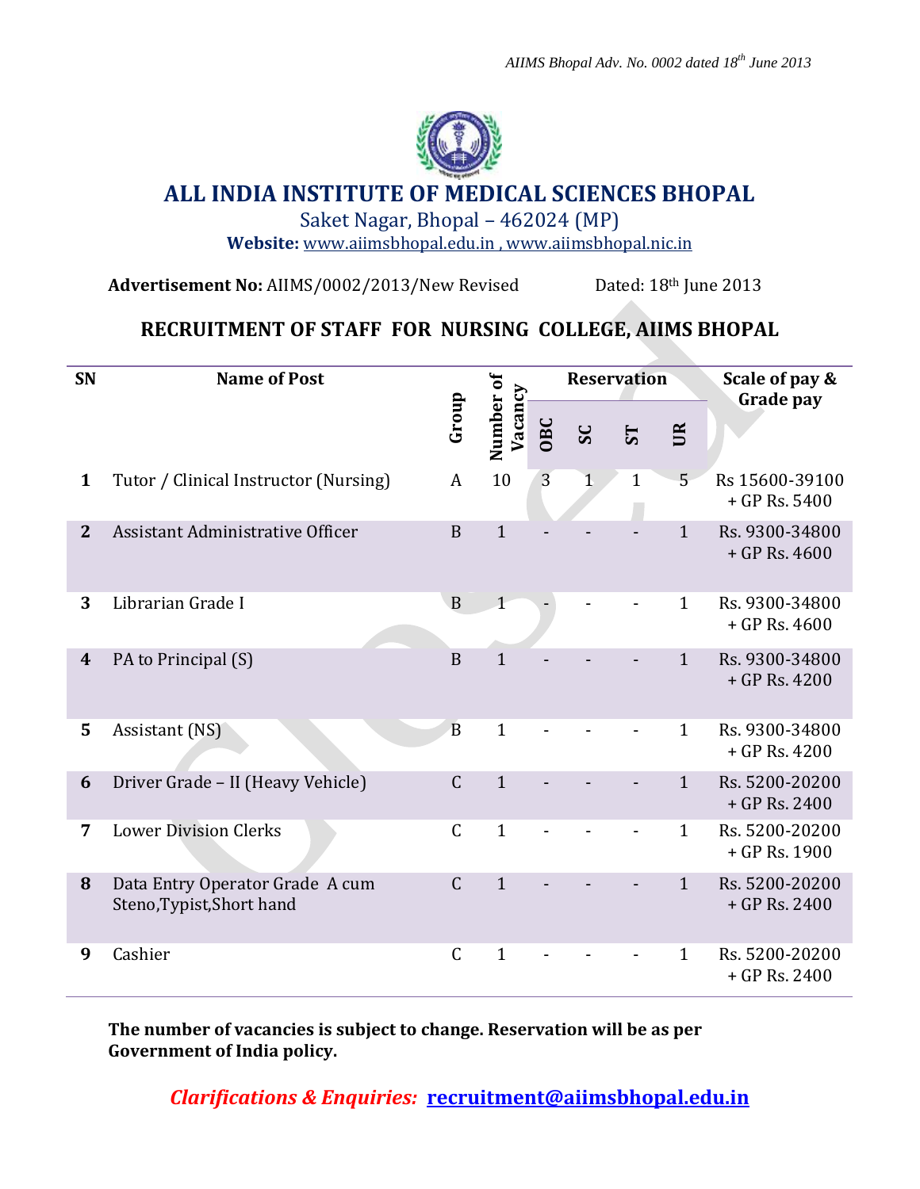# ALL INDIA INSTITUTE OF MEDICAL SCIENCES BHOPAL

Saket Nagar, Bhopal – 462024 (MP)

**Website:** www.aiimsbhopal.edu.in , www.aiimsbhopal.nic.in

**Advertisement No:** AIIMS/0002/2013/New Revised  Dated: 18th June 2013

## RECRUITMENT OF STAFF FOR NURSING COLLEGE, AIIMS BHOPAL

| SN | Name of Post | Group | Number of Vacancy | Reservation | | | | Scale of pay & Grade pay |
|---|---|---|---|---|---|---|---|---|
| | | | | OBC | SC | ST | UR | |
| 1 | Tutor / Clinical Instructor (Nursing) | A | 10 | 3 | 1 | 1 | 5 | Rs 15600-39100 + GP Rs. 5400 |
| 2 | Assistant Administrative Officer | B | 1 | - | - | - | 1 | Rs. 9300-34800 + GP Rs. 4600 |
| 3 | Librarian Grade I | B | 1 | - | - | - | 1 | Rs. 9300-34800 + GP Rs. 4600 |
| 4 | PA to Principal (S) | B | 1 | - | - | - | 1 | Rs. 9300-34800 + GP Rs. 4200 |
| 5 | Assistant (NS) | B | 1 | - | - | - | 1 | Rs. 9300-34800 + GP Rs. 4200 |
| 6 | Driver Grade – II (Heavy Vehicle) | C | 1 | - | - | - | 1 | Rs. 5200-20200 + GP Rs. 2400 |
| 7 | Lower Division Clerks | C | 1 | - | - | - | 1 | Rs. 5200-20200 + GP Rs. 1900 |
| 8 | Data Entry Operator Grade A cum Steno,Typist,Short hand | C | 1 | - | - | - | 1 | Rs. 5200-20200 + GP Rs. 2400 |
| 9 | Cashier | C | 1 | - | - | - | 1 | Rs. 5200-20200 + GP Rs. 2400 |

**The number of vacancies is subject to change. Reservation will be as per Government of India policy.**

*Clarifications & Enquiries:* **recruitment@aiimsbhopal.edu.in**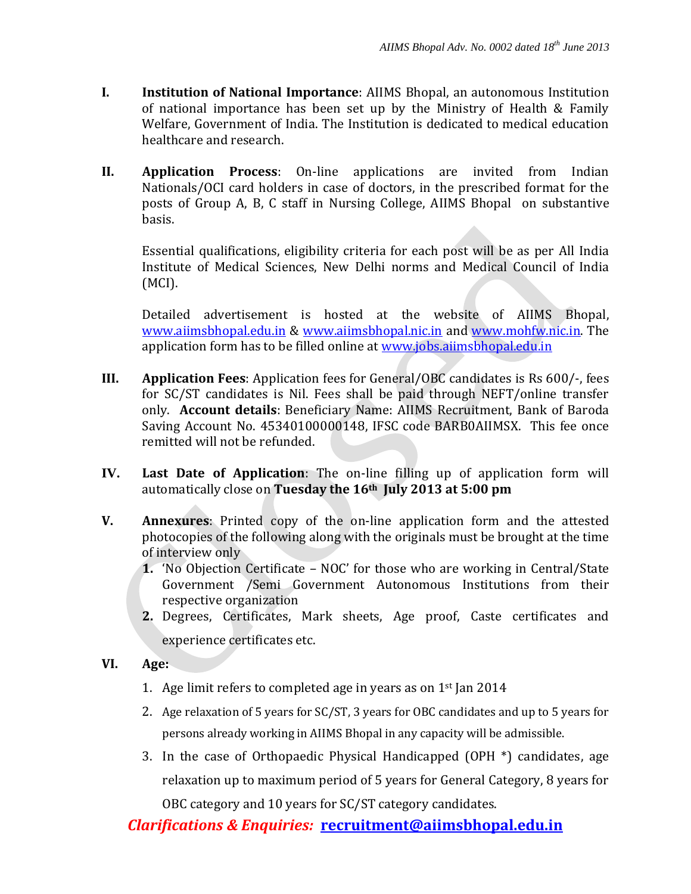**I. Institution of National Importance**: AIIMS Bhopal, an autonomous Institution of national importance has been set up by the Ministry of Health & Family Welfare, Government of India. The Institution is dedicated to medical education healthcare and research.

**II. Application Process**: On-line applications are invited from Indian Nationals/OCI card holders in case of doctors, in the prescribed format for the posts of Group A, B, C staff in Nursing College, AIIMS Bhopal on substantive basis.

Essential qualifications, eligibility criteria for each post will be as per All India Institute of Medical Sciences, New Delhi norms and Medical Council of India (MCI).

Detailed advertisement is hosted at the website of AIIMS Bhopal, www.aiimsbhopal.edu.in & www.aiimsbhopal.nic.in and www.mohfw.nic.in. The application form has to be filled online at www.jobs.aiimsbhopal.edu.in

**III. Application Fees**: Application fees for General/OBC candidates is Rs 600/-, fees for SC/ST candidates is Nil. Fees shall be paid through NEFT/online transfer only. **Account details**: Beneficiary Name: AIIMS Recruitment, Bank of Baroda Saving Account No. 45340100000148, IFSC code BARB0AIIMSX. This fee once remitted will not be refunded.

**IV. Last Date of Application**: The on-line filling up of application form will automatically close on **Tuesday the 16th July 2013 at 5:00 pm**

**V. Annexures**: Printed copy of the on-line application form and the attested photocopies of the following along with the originals must be brought at the time of interview only

1. 'No Objection Certificate – NOC' for those who are working in Central/State Government /Semi Government Autonomous Institutions from their respective organization
2. Degrees, Certificates, Mark sheets, Age proof, Caste certificates and experience certificates etc.

**VI. Age:**

1. Age limit refers to completed age in years as on 1st Jan 2014
2. Age relaxation of 5 years for SC/ST, 3 years for OBC candidates and up to 5 years for persons already working in AIIMS Bhopal in any capacity will be admissible.
3. In the case of Orthopaedic Physical Handicapped (OPH *) candidates, age relaxation up to maximum period of 5 years for General Category, 8 years for OBC category and 10 years for SC/ST category candidates.

***Clarifications & Enquiries:*** **recruitment@aiimsbhopal.edu.in**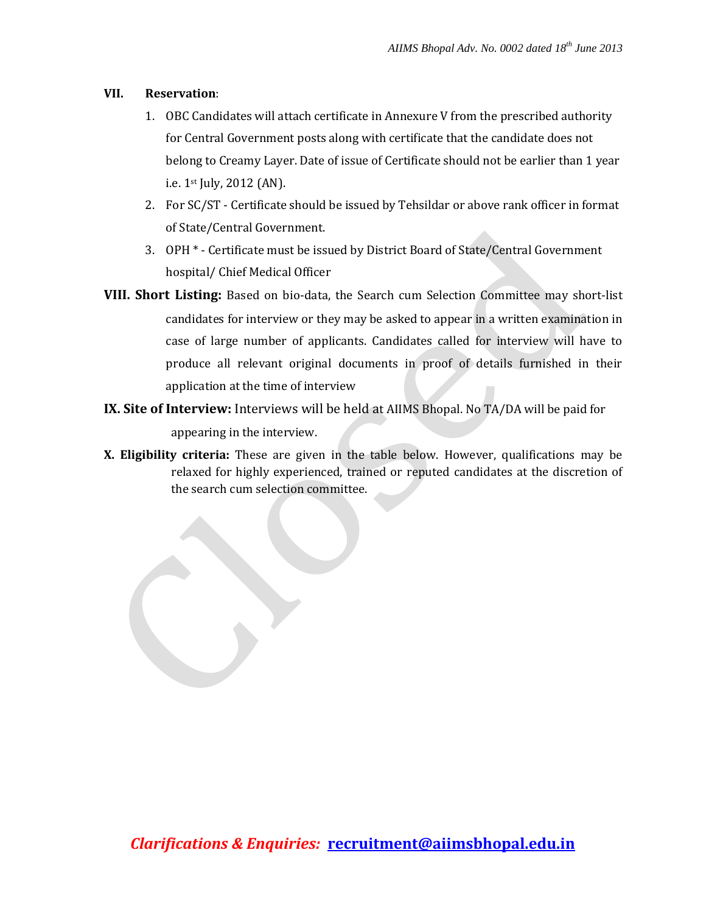**VII. Reservation**:

1. OBC Candidates will attach certificate in Annexure V from the prescribed authority for Central Government posts along with certificate that the candidate does not belong to Creamy Layer. Date of issue of Certificate should not be earlier than 1 year i.e. 1st July, 2012 (AN).
2. For SC/ST - Certificate should be issued by Tehsildar or above rank officer in format of State/Central Government.
3. OPH * - Certificate must be issued by District Board of State/Central Government hospital/ Chief Medical Officer

**VIII. Short Listing:** Based on bio-data, the Search cum Selection Committee may short-list candidates for interview or they may be asked to appear in a written examination in case of large number of applicants. Candidates called for interview will have to produce all relevant original documents in proof of details furnished in their application at the time of interview

**IX. Site of Interview:** Interviews will be held at AIIMS Bhopal. No TA/DA will be paid for appearing in the interview.

**X. Eligibility criteria:** These are given in the table below. However, qualifications may be relaxed for highly experienced, trained or reputed candidates at the discretion of the search cum selection committee.

***Clarifications & Enquiries:*** **recruitment@aiimsbhopal.edu.in**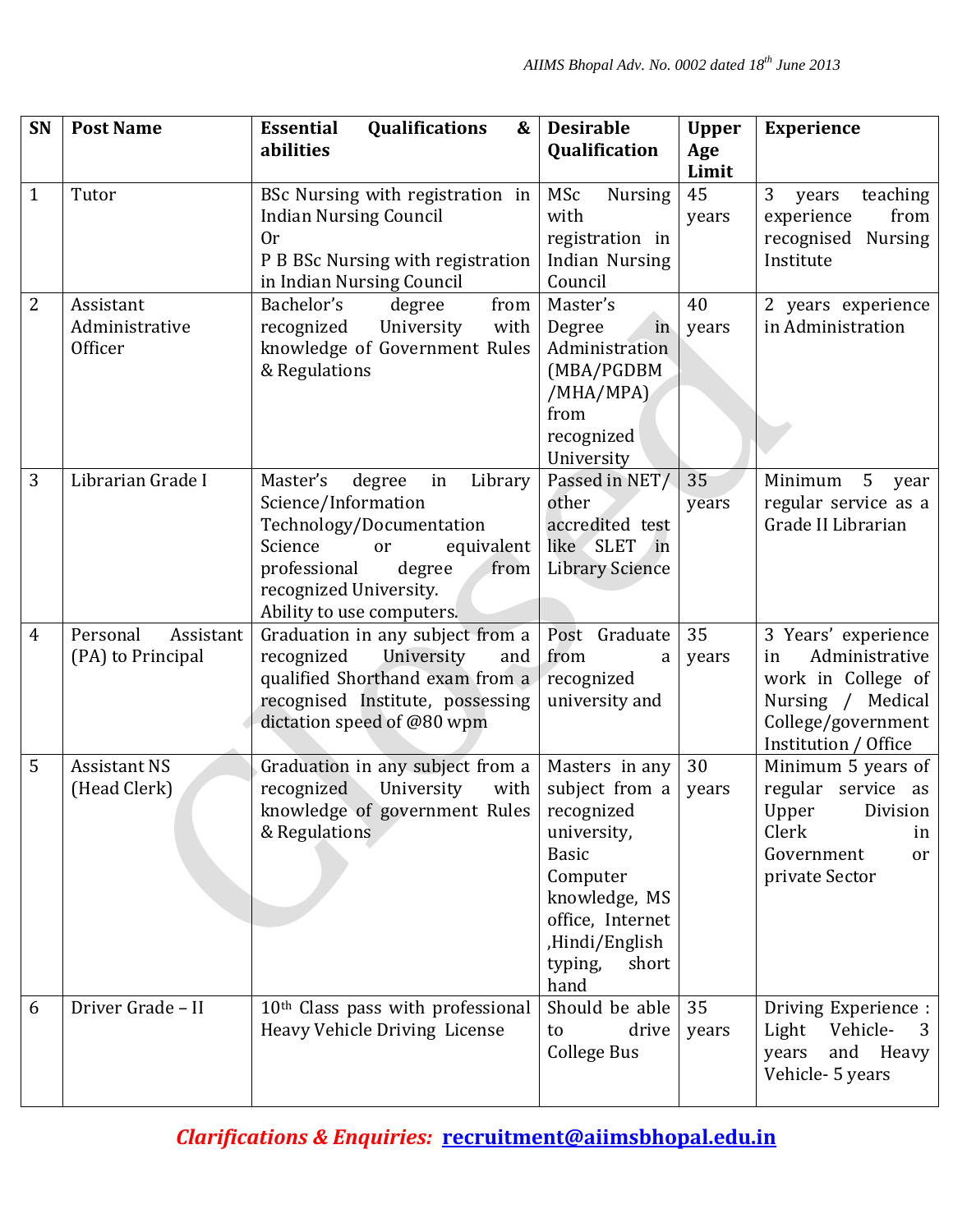| SN | Post Name | Essential Qualifications & abilities | Desirable Qualification | Upper Age Limit | Experience |
|---|---|---|---|---|---|
| 1 | Tutor | BSc Nursing with registration in Indian Nursing Council<br>Or<br>P B BSc Nursing with registration in Indian Nursing Council | MSc Nursing with registration in Indian Nursing Council | 45 years | 3 years teaching experience from recognised Nursing Institute |
| 2 | Assistant Administrative Officer | Bachelor's degree from recognized University with knowledge of Government Rules & Regulations | Master's Degree in Administration (MBA/PGDBM /MHA/MPA) from recognized University | 40 years | 2 years experience in Administration |
| 3 | Librarian Grade I | Master's degree in Library Science/Information Technology/Documentation Science or equivalent professional degree from recognized University.<br>Ability to use computers. | Passed in NET/ other accredited test like SLET in Library Science | 35 years | Minimum 5 year regular service as a Grade II Librarian |
| 4 | Personal Assistant (PA) to Principal | Graduation in any subject from a recognized University and qualified Shorthand exam from a recognised Institute, possessing dictation speed of @80 wpm | Post Graduate from a recognized university and | 35 years | 3 Years' experience in Administrative work in College of Nursing / Medical College/government Institution / Office |
| 5 | Assistant NS (Head Clerk) | Graduation in any subject from a recognized University with knowledge of government Rules & Regulations | Masters in any subject from a recognized university, Basic Computer knowledge, MS office, Internet ,Hindi/English typing, short hand | 30 years | Minimum 5 years of regular service as Upper Division Clerk in Government or private Sector |
| 6 | Driver Grade – II | 10th Class pass with professional Heavy Vehicle Driving License | Should be able to drive College Bus | 35 years | Driving Experience : Light Vehicle- 3 years and Heavy Vehicle- 5 years |

***Clarifications & Enquiries:*** **recruitment@aiimsbhopal.edu.in**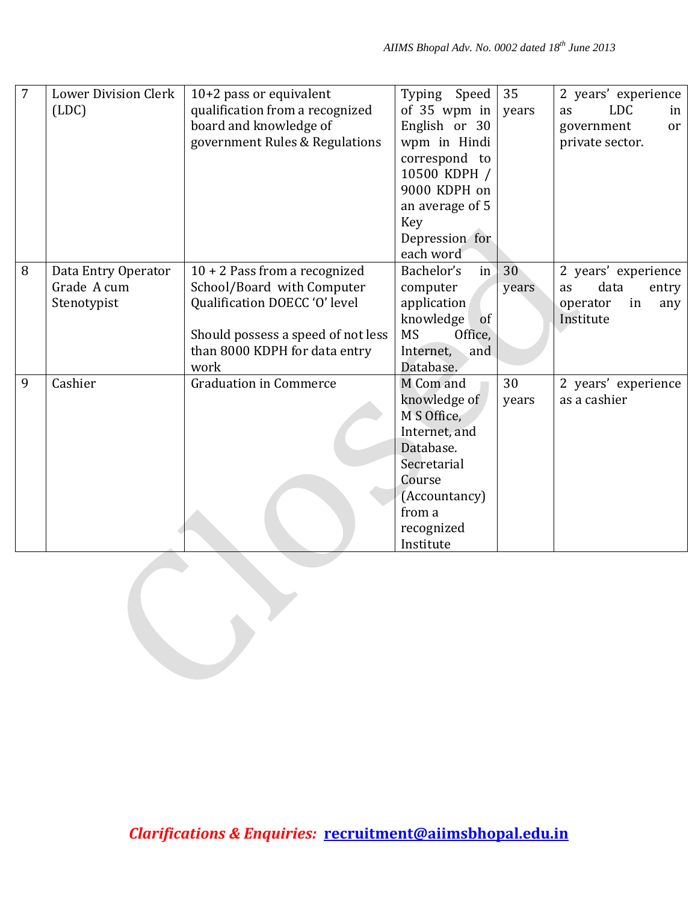| 7 | Lower Division Clerk (LDC) | 10+2 pass or equivalent qualification from a recognized board and knowledge of government Rules & Regulations | Typing Speed of 35 wpm in English or 30 wpm in Hindi correspond to 10500 KDPH / 9000 KDPH on an average of 5 Key Depression for each word | 35 years | 2 years' experience as LDC in government or private sector. |
|---|---|---|---|---|---|
| 8 | Data Entry Operator Grade A cum Stenotypist | 10 + 2 Pass from a recognized School/Board with Computer Qualification DOECC 'O' level<br><br>Should possess a speed of not less than 8000 KDPH for data entry work | Bachelor's in computer application knowledge of MS Office, Internet, and Database. | 30 years | 2 years' experience as data entry operator in any Institute |
| 9 | Cashier | Graduation in Commerce | M Com and knowledge of M S Office, Internet, and Database. Secretarial Course (Accountancy) from a recognized Institute | 30 years | 2 years' experience as a cashier |

*Clarifications & Enquiries:* **recruitment@aiimsbhopal.edu.in**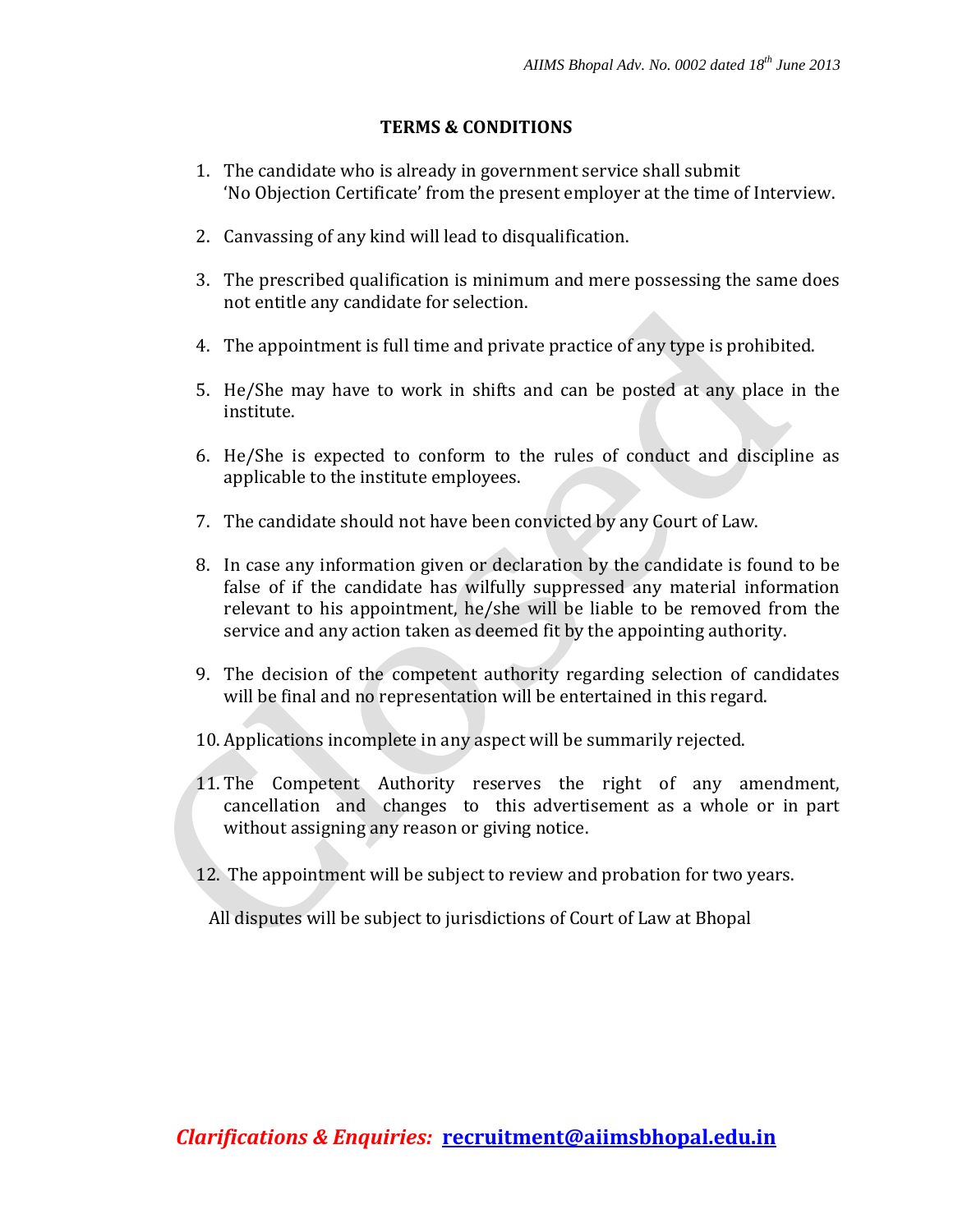## TERMS & CONDITIONS

1. The candidate who is already in government service shall submit 'No Objection Certificate' from the present employer at the time of Interview.

2. Canvassing of any kind will lead to disqualification.

3. The prescribed qualification is minimum and mere possessing the same does not entitle any candidate for selection.

4. The appointment is full time and private practice of any type is prohibited.

5. He/She may have to work in shifts and can be posted at any place in the institute.

6. He/She is expected to conform to the rules of conduct and discipline as applicable to the institute employees.

7. The candidate should not have been convicted by any Court of Law.

8. In case any information given or declaration by the candidate is found to be false of if the candidate has wilfully suppressed any material information relevant to his appointment, he/she will be liable to be removed from the service and any action taken as deemed fit by the appointing authority.

9. The decision of the competent authority regarding selection of candidates will be final and no representation will be entertained in this regard.

10. Applications incomplete in any aspect will be summarily rejected.

11. The Competent Authority reserves the right of any amendment, cancellation and changes to this advertisement as a whole or in part without assigning any reason or giving notice.

12. The appointment will be subject to review and probation for two years.

All disputes will be subject to jurisdictions of Court of Law at Bhopal

***Clarifications & Enquiries:*** **recruitment@aiimsbhopal.edu.in**